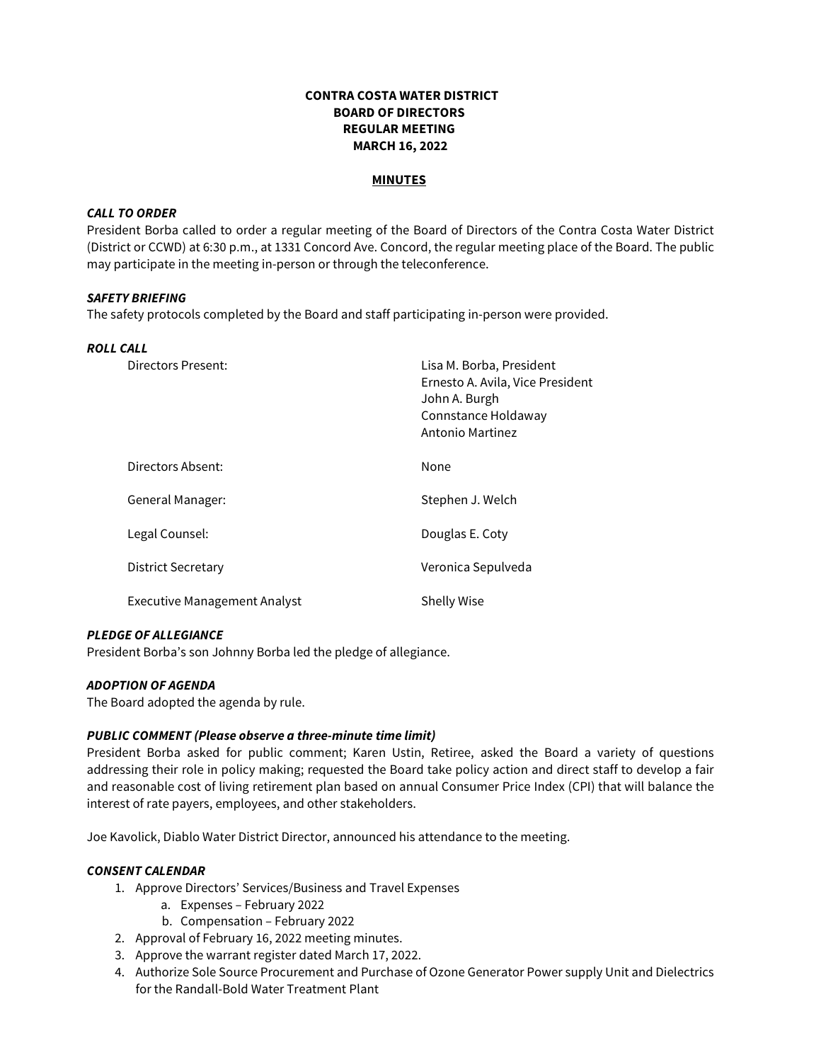**CONTRA COSTA WATER DISTRICT**
**BOARD OF DIRECTORS**
**REGULAR MEETING**
**MARCH 16, 2022**

**MINUTES**

***CALL TO ORDER***

President Borba called to order a regular meeting of the Board of Directors of the Contra Costa Water District (District or CCWD) at 6:30 p.m., at 1331 Concord Ave. Concord, the regular meeting place of the Board. The public may participate in the meeting in-person or through the teleconference.

***SAFETY BRIEFING***

The safety protocols completed by the Board and staff participating in-person were provided.

***ROLL CALL***

| | |
|---|---|
| Directors Present: | Lisa M. Borba, President<br>Ernesto A. Avila, Vice President<br>John A. Burgh<br>Connstance Holdaway<br>Antonio Martinez |
| Directors Absent: | None |
| General Manager: | Stephen J. Welch |
| Legal Counsel: | Douglas E. Coty |
| District Secretary | Veronica Sepulveda |
| Executive Management Analyst | Shelly Wise |

***PLEDGE OF ALLEGIANCE***

President Borba's son Johnny Borba led the pledge of allegiance.

***ADOPTION OF AGENDA***

The Board adopted the agenda by rule.

***PUBLIC COMMENT (Please observe a three-minute time limit)***

President Borba asked for public comment; Karen Ustin, Retiree, asked the Board a variety of questions addressing their role in policy making; requested the Board take policy action and direct staff to develop a fair and reasonable cost of living retirement plan based on annual Consumer Price Index (CPI) that will balance the interest of rate payers, employees, and other stakeholders.

Joe Kavolick, Diablo Water District Director, announced his attendance to the meeting.

***CONSENT CALENDAR***

1. Approve Directors' Services/Business and Travel Expenses
    a. Expenses – February 2022
    b. Compensation – February 2022
2. Approval of February 16, 2022 meeting minutes.
3. Approve the warrant register dated March 17, 2022.
4. Authorize Sole Source Procurement and Purchase of Ozone Generator Power supply Unit and Dielectrics for the Randall-Bold Water Treatment Plant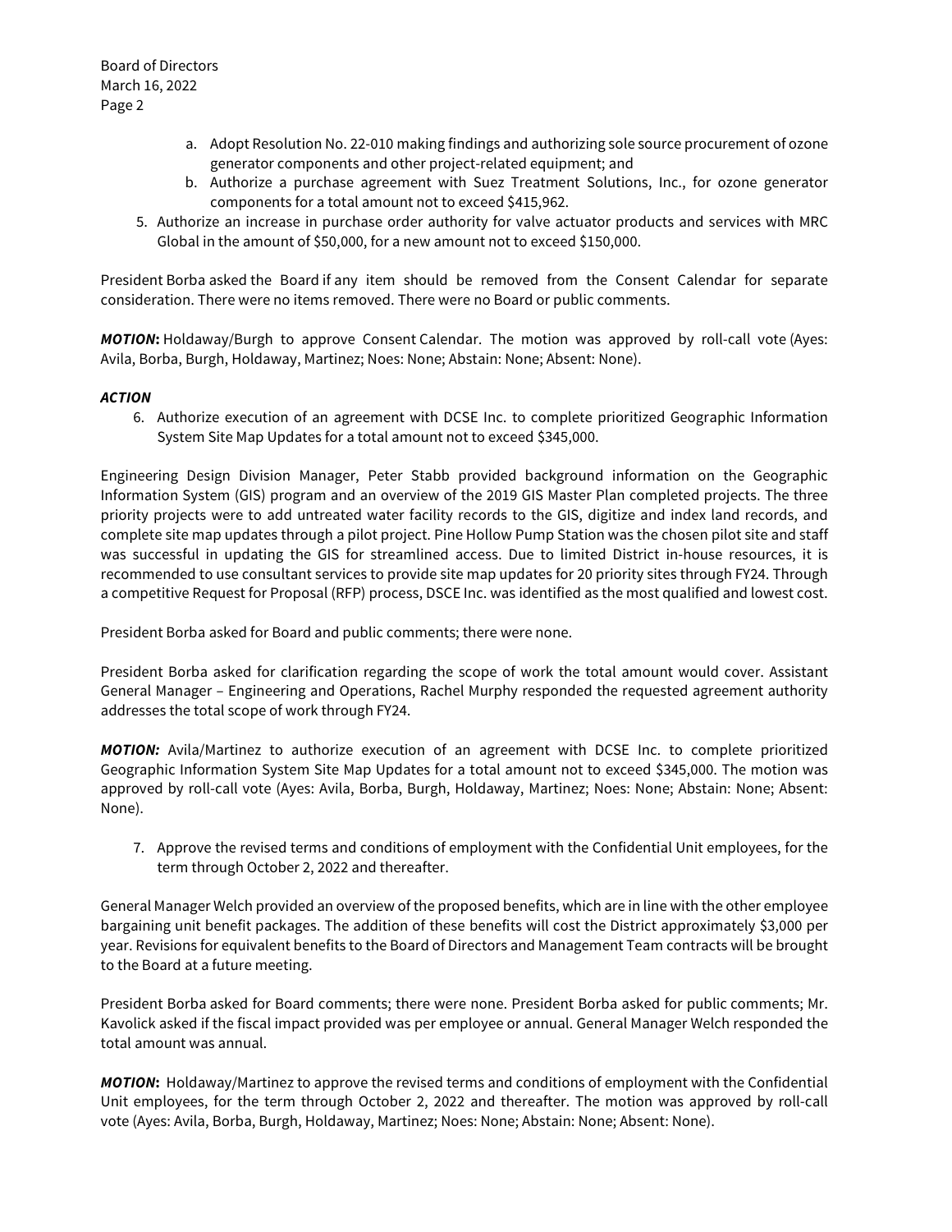a. Adopt Resolution No. 22-010 making findings and authorizing sole source procurement of ozone generator components and other project-related equipment; and
   b. Authorize a purchase agreement with Suez Treatment Solutions, Inc., for ozone generator components for a total amount not to exceed $415,962.

5. Authorize an increase in purchase order authority for valve actuator products and services with MRC Global in the amount of $50,000, for a new amount not to exceed $150,000.

President Borba asked the Board if any item should be removed from the Consent Calendar for separate consideration. There were no items removed. There were no Board or public comments.

***MOTION*:** Holdaway/Burgh to approve Consent Calendar. The motion was approved by roll-call vote (Ayes: Avila, Borba, Burgh, Holdaway, Martinez; Noes: None; Abstain: None; Absent: None).

***ACTION***

6. Authorize execution of an agreement with DCSE Inc. to complete prioritized Geographic Information System Site Map Updates for a total amount not to exceed $345,000.

Engineering Design Division Manager, Peter Stabb provided background information on the Geographic Information System (GIS) program and an overview of the 2019 GIS Master Plan completed projects. The three priority projects were to add untreated water facility records to the GIS, digitize and index land records, and complete site map updates through a pilot project. Pine Hollow Pump Station was the chosen pilot site and staff was successful in updating the GIS for streamlined access. Due to limited District in-house resources, it is recommended to use consultant services to provide site map updates for 20 priority sites through FY24. Through a competitive Request for Proposal (RFP) process, DSCE Inc. was identified as the most qualified and lowest cost.

President Borba asked for Board and public comments; there were none.

President Borba asked for clarification regarding the scope of work the total amount would cover. Assistant General Manager – Engineering and Operations, Rachel Murphy responded the requested agreement authority addresses the total scope of work through FY24.

***MOTION:*** Avila/Martinez to authorize execution of an agreement with DCSE Inc. to complete prioritized Geographic Information System Site Map Updates for a total amount not to exceed $345,000. The motion was approved by roll-call vote (Ayes: Avila, Borba, Burgh, Holdaway, Martinez; Noes: None; Abstain: None; Absent: None).

7. Approve the revised terms and conditions of employment with the Confidential Unit employees, for the term through October 2, 2022 and thereafter.

General Manager Welch provided an overview of the proposed benefits, which are in line with the other employee bargaining unit benefit packages. The addition of these benefits will cost the District approximately $3,000 per year. Revisions for equivalent benefits to the Board of Directors and Management Team contracts will be brought to the Board at a future meeting.

President Borba asked for Board comments; there were none. President Borba asked for public comments; Mr. Kavolick asked if the fiscal impact provided was per employee or annual. General Manager Welch responded the total amount was annual.

***MOTION*:** Holdaway/Martinez to approve the revised terms and conditions of employment with the Confidential Unit employees, for the term through October 2, 2022 and thereafter. The motion was approved by roll-call vote (Ayes: Avila, Borba, Burgh, Holdaway, Martinez; Noes: None; Abstain: None; Absent: None).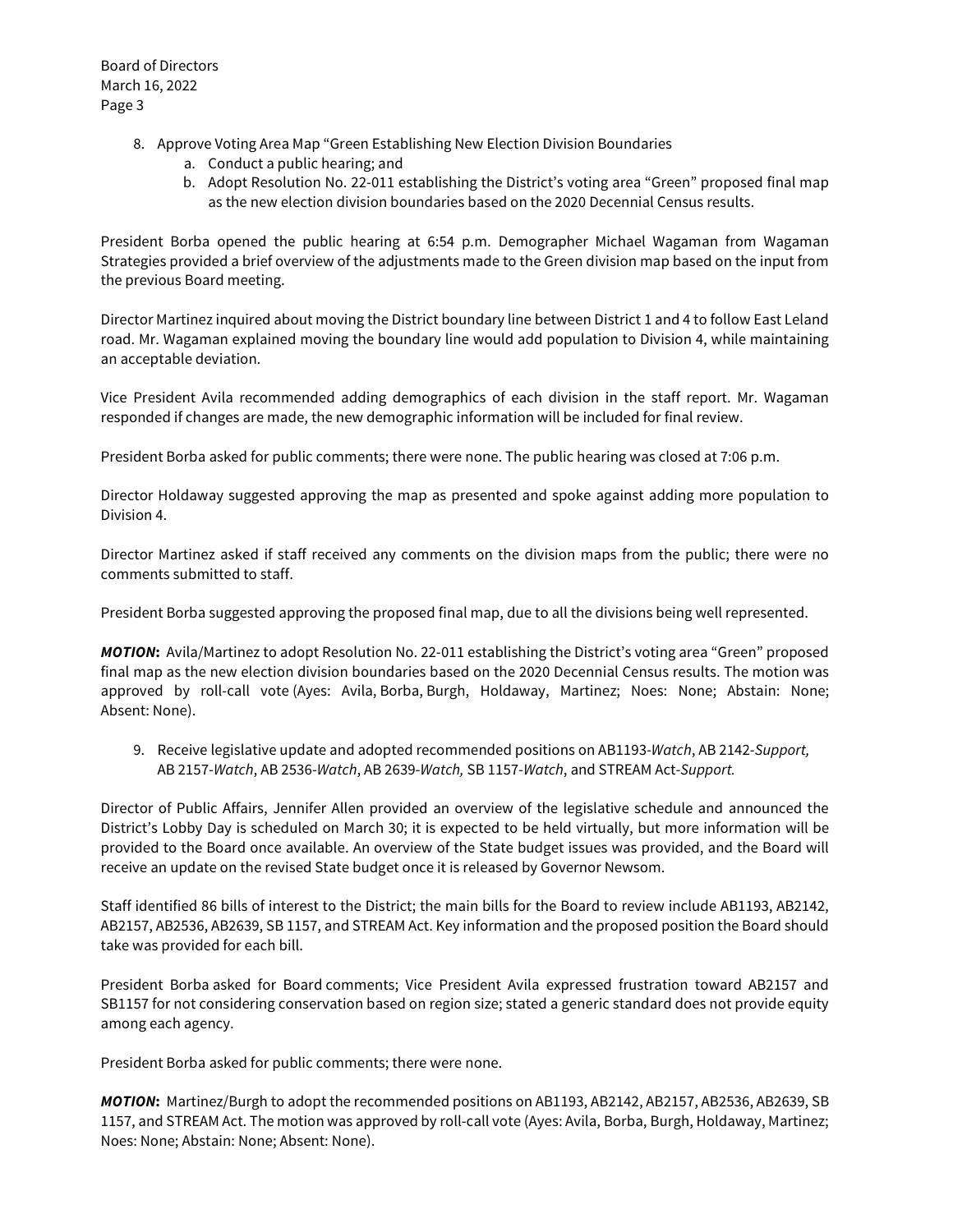8. Approve Voting Area Map "Green Establishing New Election Division Boundaries
   a. Conduct a public hearing; and
   b. Adopt Resolution No. 22-011 establishing the District's voting area "Green" proposed final map as the new election division boundaries based on the 2020 Decennial Census results.

President Borba opened the public hearing at 6:54 p.m. Demographer Michael Wagaman from Wagaman Strategies provided a brief overview of the adjustments made to the Green division map based on the input from the previous Board meeting.

Director Martinez inquired about moving the District boundary line between District 1 and 4 to follow East Leland road. Mr. Wagaman explained moving the boundary line would add population to Division 4, while maintaining an acceptable deviation.

Vice President Avila recommended adding demographics of each division in the staff report. Mr. Wagaman responded if changes are made, the new demographic information will be included for final review.

President Borba asked for public comments; there were none. The public hearing was closed at 7:06 p.m.

Director Holdaway suggested approving the map as presented and spoke against adding more population to Division 4.

Director Martinez asked if staff received any comments on the division maps from the public; there were no comments submitted to staff.

President Borba suggested approving the proposed final map, due to all the divisions being well represented.

***MOTION*:** Avila/Martinez to adopt Resolution No. 22-011 establishing the District's voting area "Green" proposed final map as the new election division boundaries based on the 2020 Decennial Census results. The motion was approved by roll-call vote (Ayes: Avila, Borba, Burgh, Holdaway, Martinez; Noes: None; Abstain: None; Absent: None).

9. Receive legislative update and adopted recommended positions on AB1193-*Watch*, AB 2142-*Support,* AB 2157-*Watch*, AB 2536-*Watch*, AB 2639-*Watch,* SB 1157-*Watch*, and STREAM Act-*Support.*

Director of Public Affairs, Jennifer Allen provided an overview of the legislative schedule and announced the District's Lobby Day is scheduled on March 30; it is expected to be held virtually, but more information will be provided to the Board once available. An overview of the State budget issues was provided, and the Board will receive an update on the revised State budget once it is released by Governor Newsom.

Staff identified 86 bills of interest to the District; the main bills for the Board to review include AB1193, AB2142, AB2157, AB2536, AB2639, SB 1157, and STREAM Act. Key information and the proposed position the Board should take was provided for each bill.

President Borba asked for Board comments; Vice President Avila expressed frustration toward AB2157 and SB1157 for not considering conservation based on region size; stated a generic standard does not provide equity among each agency.

President Borba asked for public comments; there were none.

***MOTION*:** Martinez/Burgh to adopt the recommended positions on AB1193, AB2142, AB2157, AB2536, AB2639, SB 1157, and STREAM Act. The motion was approved by roll-call vote (Ayes: Avila, Borba, Burgh, Holdaway, Martinez; Noes: None; Abstain: None; Absent: None).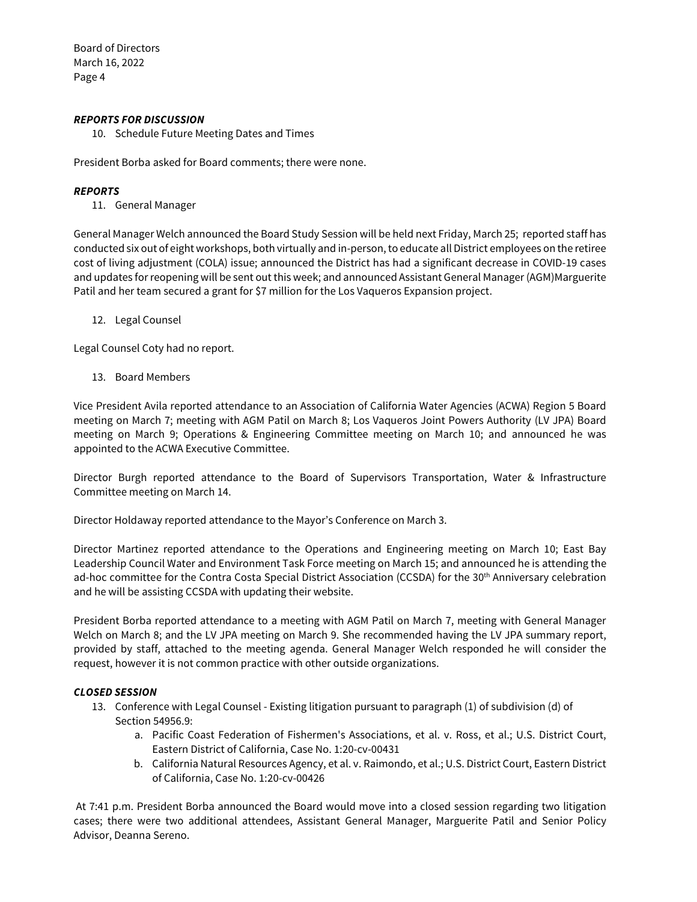***REPORTS FOR DISCUSSION***

10. Schedule Future Meeting Dates and Times

President Borba asked for Board comments; there were none.

***REPORTS***

11. General Manager

General Manager Welch announced the Board Study Session will be held next Friday, March 25; reported staff has conducted six out of eight workshops, both virtually and in-person, to educate all District employees on the retiree cost of living adjustment (COLA) issue; announced the District has had a significant decrease in COVID-19 cases and updates for reopening will be sent out this week; and announced Assistant General Manager (AGM)Marguerite Patil and her team secured a grant for $7 million for the Los Vaqueros Expansion project.

12. Legal Counsel

Legal Counsel Coty had no report.

13. Board Members

Vice President Avila reported attendance to an Association of California Water Agencies (ACWA) Region 5 Board meeting on March 7; meeting with AGM Patil on March 8; Los Vaqueros Joint Powers Authority (LV JPA) Board meeting on March 9; Operations & Engineering Committee meeting on March 10; and announced he was appointed to the ACWA Executive Committee.

Director Burgh reported attendance to the Board of Supervisors Transportation, Water & Infrastructure Committee meeting on March 14.

Director Holdaway reported attendance to the Mayor's Conference on March 3.

Director Martinez reported attendance to the Operations and Engineering meeting on March 10; East Bay Leadership Council Water and Environment Task Force meeting on March 15; and announced he is attending the ad-hoc committee for the Contra Costa Special District Association (CCSDA) for the 30th Anniversary celebration and he will be assisting CCSDA with updating their website.

President Borba reported attendance to a meeting with AGM Patil on March 7, meeting with General Manager Welch on March 8; and the LV JPA meeting on March 9. She recommended having the LV JPA summary report, provided by staff, attached to the meeting agenda. General Manager Welch responded he will consider the request, however it is not common practice with other outside organizations.

***CLOSED SESSION***

13. Conference with Legal Counsel - Existing litigation pursuant to paragraph (1) of subdivision (d) of Section 54956.9:
    a. Pacific Coast Federation of Fishermen's Associations, et al. v. Ross, et al.; U.S. District Court, Eastern District of California, Case No. 1:20-cv-00431
    b. California Natural Resources Agency, et al. v. Raimondo, et al.; U.S. District Court, Eastern District of California, Case No. 1:20-cv-00426

At 7:41 p.m. President Borba announced the Board would move into a closed session regarding two litigation cases; there were two additional attendees, Assistant General Manager, Marguerite Patil and Senior Policy Advisor, Deanna Sereno.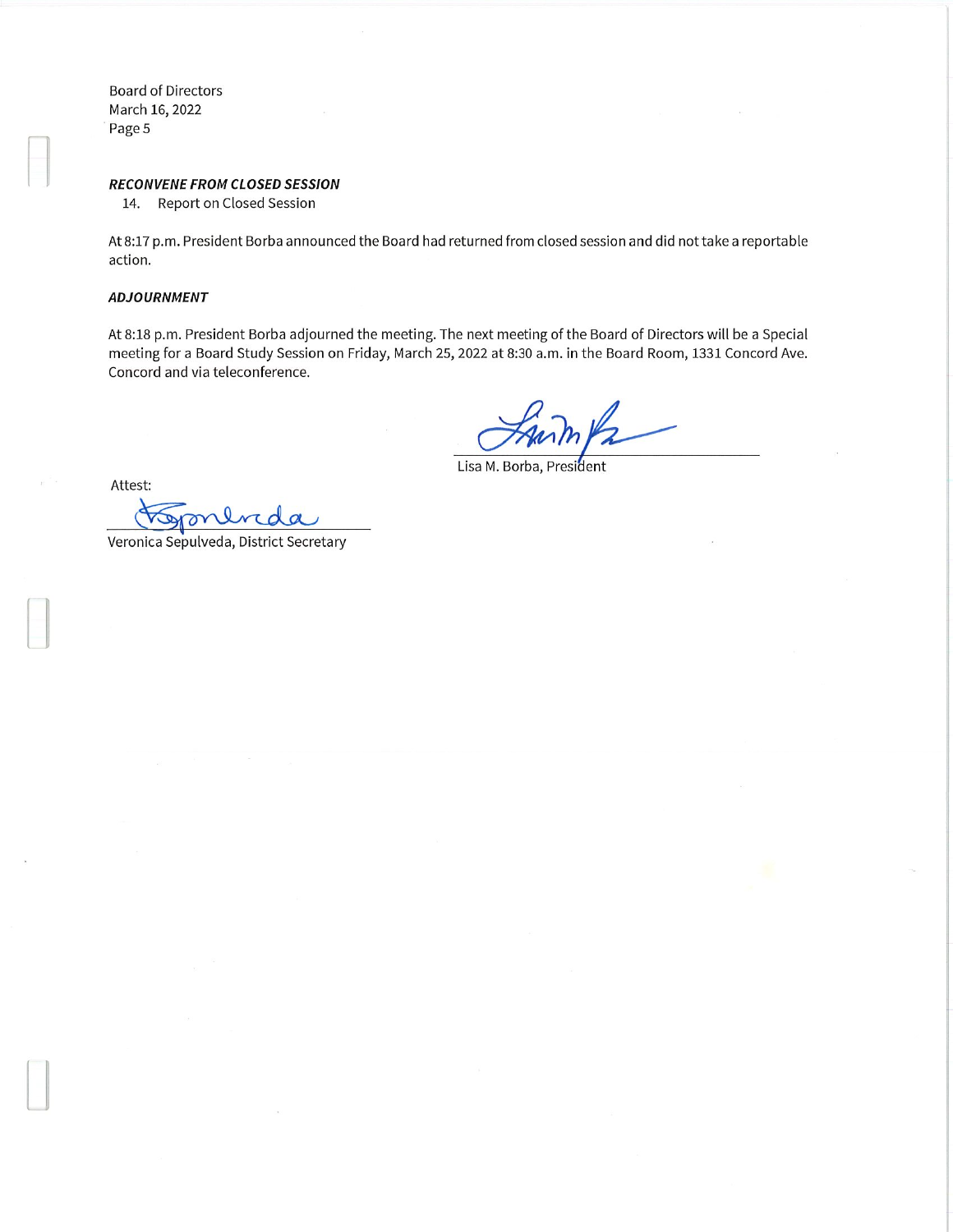***RECONVENE FROM CLOSED SESSION***

14. Report on Closed Session

At 8:17 p.m. President Borba announced the Board had returned from closed session and did not take a reportable action.

***ADJOURNMENT***

At 8:18 p.m. President Borba adjourned the meeting. The next meeting of the Board of Directors will be a Special meeting for a Board Study Session on Friday, March 25, 2022 at 8:30 a.m. in the Board Room, 1331 Concord Ave. Concord and via teleconference.

Lisa M. Borba, President

Attest:

Veronica Sepulveda, District Secretary